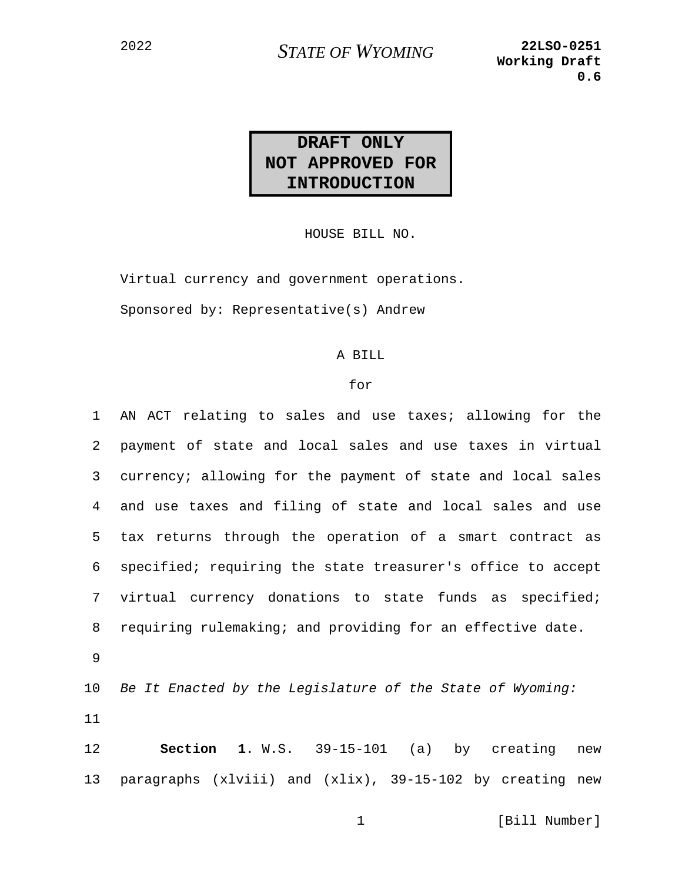2022 **STATE OF WYOMING** **22LSO-0251 Working Draft 0.6**

**DRAFT ONLY**
**NOT APPROVED FOR INTRODUCTION**

HOUSE BILL NO.

Virtual currency and government operations.

Sponsored by: Representative(s) Andrew

A BILL

for

AN ACT relating to sales and use taxes; allowing for the payment of state and local sales and use taxes in virtual currency; allowing for the payment of state and local sales and use taxes and filing of state and local sales and use tax returns through the operation of a smart contract as specified; requiring the state treasurer's office to accept virtual currency donations to state funds as specified; requiring rulemaking; and providing for an effective date.

*Be It Enacted by the Legislature of the State of Wyoming:*

**Section 1**. W.S. 39-15-101 (a) by creating new paragraphs (xlviii) and (xlix), 39-15-102 by creating new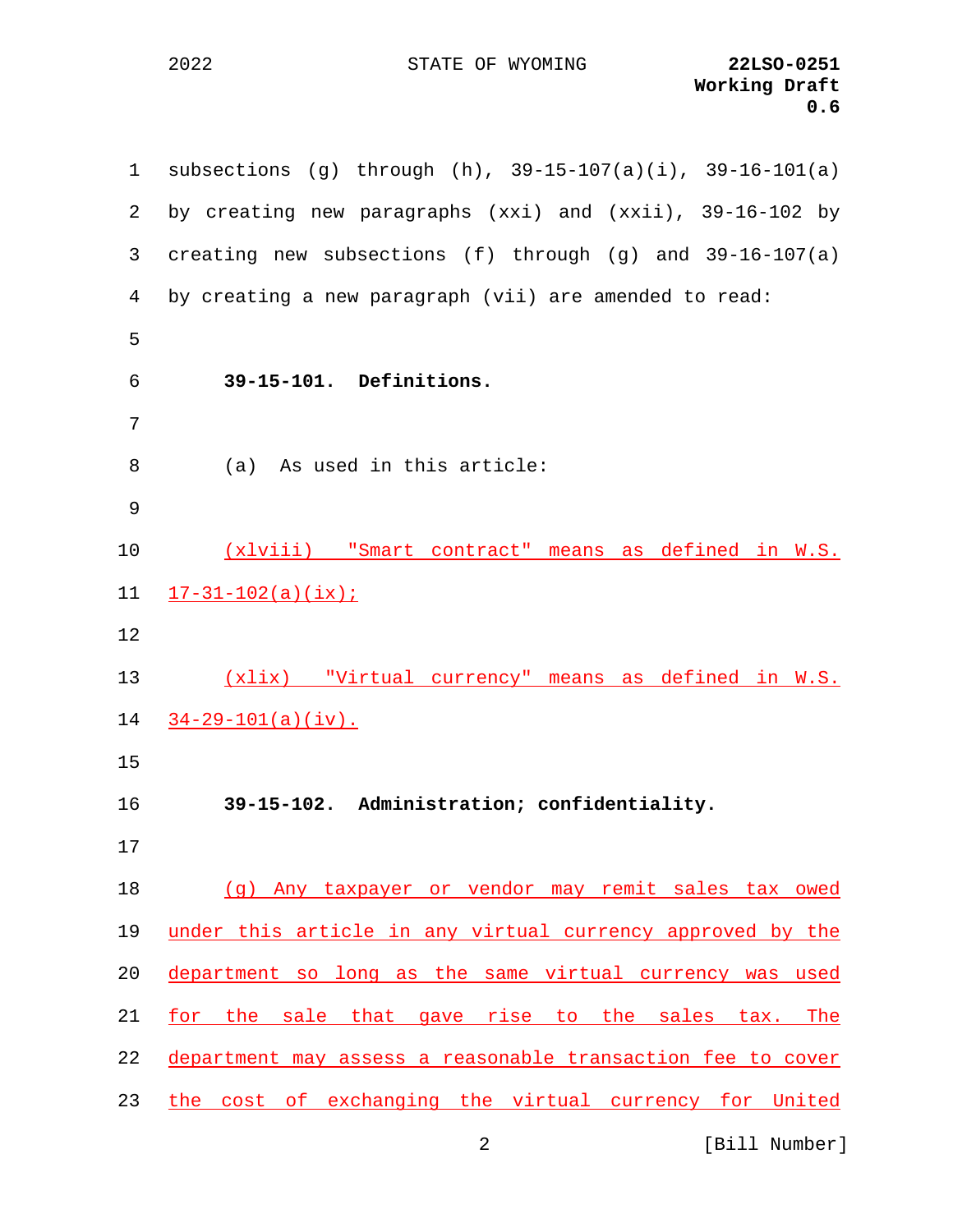subsections (g) through (h), 39-15-107(a)(i), 39-16-101(a) by creating new paragraphs (xxi) and (xxii), 39-16-102 by creating new subsections (f) through (g) and 39-16-107(a) by creating a new paragraph (vii) are amended to read:

**39-15-101. Definitions.**

(a) As used in this article:

<u>(xlviii) "Smart contract" means as defined in W.S. 17-31-102(a)(ix);</u>

<u>(xlix) "Virtual currency" means as defined in W.S. 34-29-101(a)(iv).</u>

**39-15-102. Administration; confidentiality.**

<u>(g) Any taxpayer or vendor may remit sales tax owed under this article in any virtual currency approved by the department so long as the same virtual currency was used for the sale that gave rise to the sales tax. The department may assess a reasonable transaction fee to cover the cost of exchanging the virtual currency for United</u>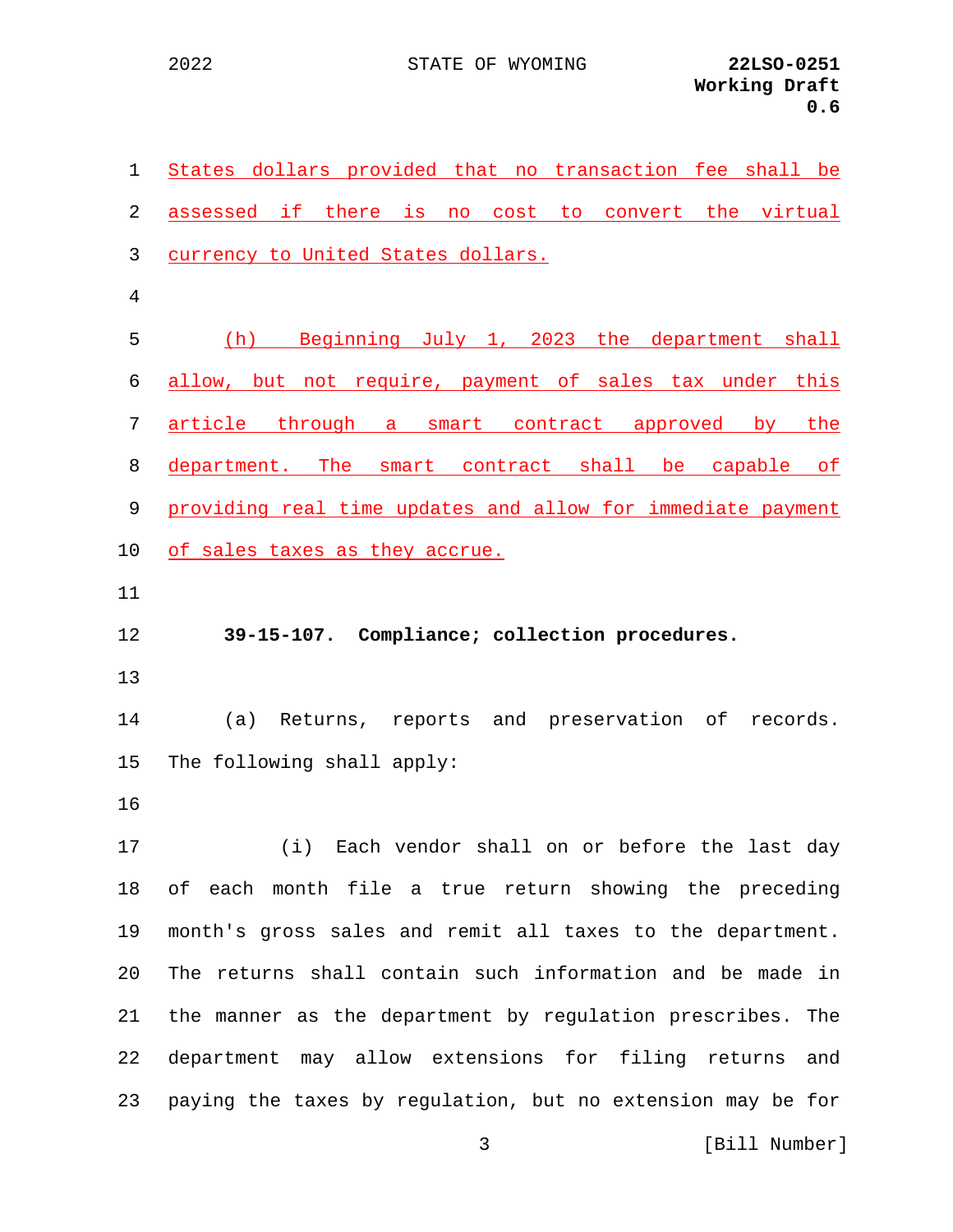States dollars provided that no transaction fee shall be assessed if there is no cost to convert the virtual currency to United States dollars.

(h) Beginning July 1, 2023 the department shall allow, but not require, payment of sales tax under this article through a smart contract approved by the department. The smart contract shall be capable of providing real time updates and allow for immediate payment of sales taxes as they accrue.

**39-15-107. Compliance; collection procedures.**

(a) Returns, reports and preservation of records. The following shall apply:

(i) Each vendor shall on or before the last day of each month file a true return showing the preceding month's gross sales and remit all taxes to the department. The returns shall contain such information and be made in the manner as the department by regulation prescribes. The department may allow extensions for filing returns and paying the taxes by regulation, but no extension may be for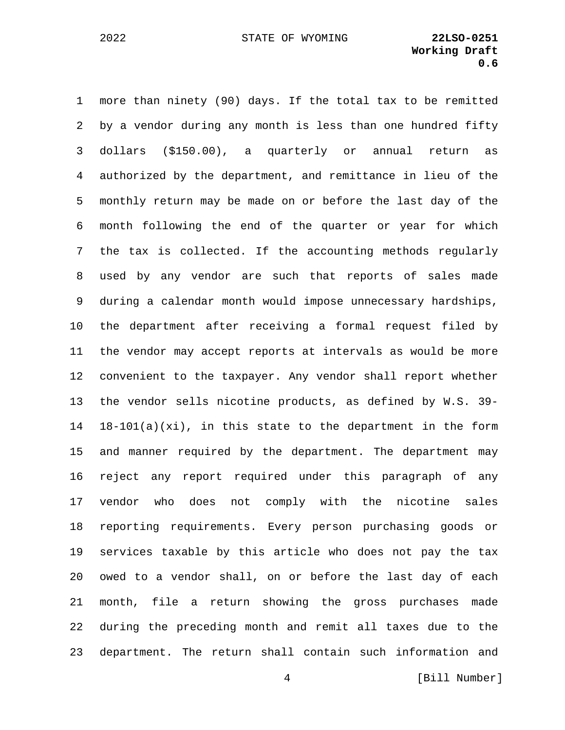more than ninety (90) days. If the total tax to be remitted by a vendor during any month is less than one hundred fifty dollars ($150.00), a quarterly or annual return as authorized by the department, and remittance in lieu of the monthly return may be made on or before the last day of the month following the end of the quarter or year for which the tax is collected. If the accounting methods regularly used by any vendor are such that reports of sales made during a calendar month would impose unnecessary hardships, the department after receiving a formal request filed by the vendor may accept reports at intervals as would be more convenient to the taxpayer. Any vendor shall report whether the vendor sells nicotine products, as defined by W.S. 39-18-101(a)(xi), in this state to the department in the form and manner required by the department. The department may reject any report required under this paragraph of any vendor who does not comply with the nicotine sales reporting requirements. Every person purchasing goods or services taxable by this article who does not pay the tax owed to a vendor shall, on or before the last day of each month, file a return showing the gross purchases made during the preceding month and remit all taxes due to the department. The return shall contain such information and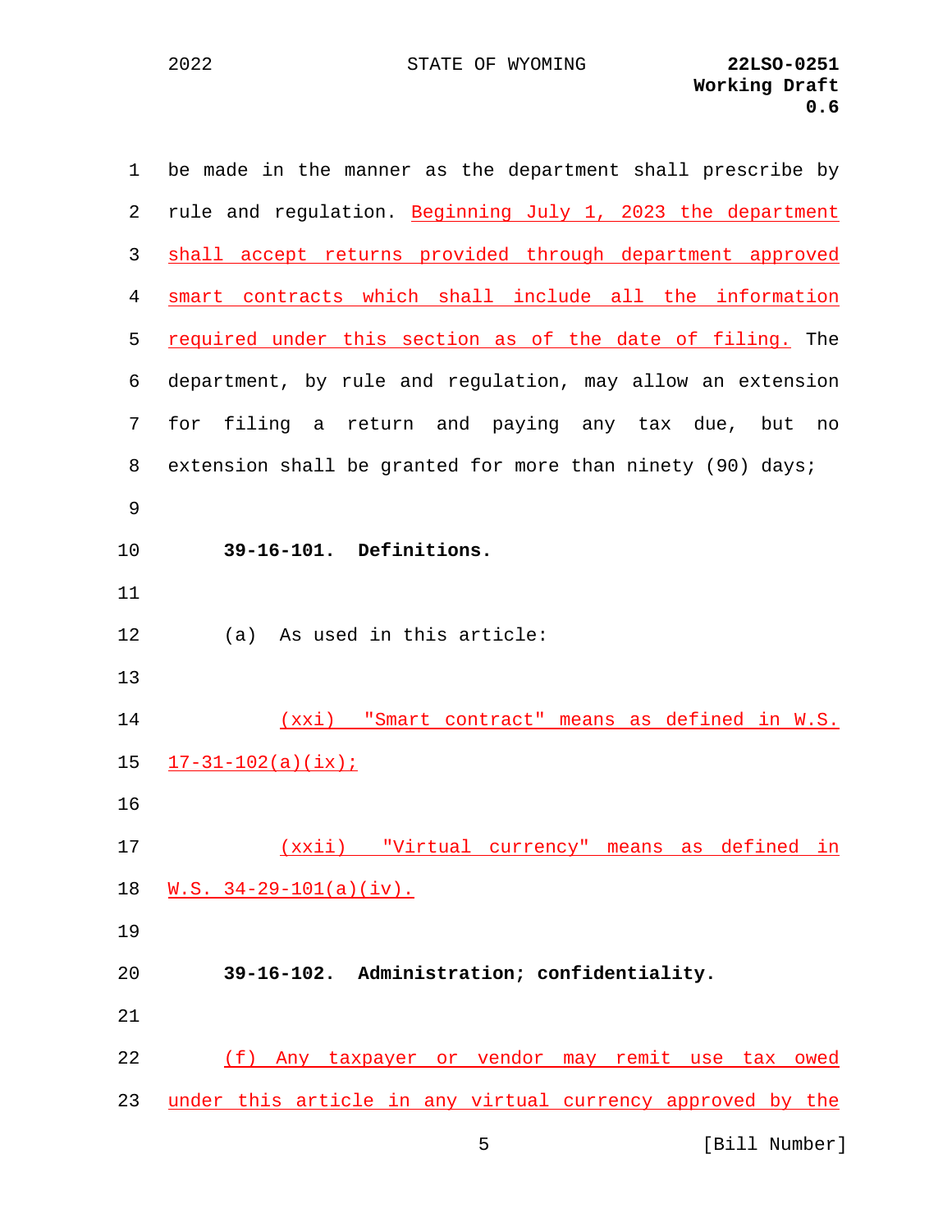be made in the manner as the department shall prescribe by rule and regulation. Beginning July 1, 2023 the department shall accept returns provided through department approved smart contracts which shall include all the information required under this section as of the date of filing. The department, by rule and regulation, may allow an extension for filing a return and paying any tax due, but no extension shall be granted for more than ninety (90) days;

**39-16-101. Definitions.**

(a) As used in this article:

(xxi) "Smart contract" means as defined in W.S. 17-31-102(a)(ix);

(xxii) "Virtual currency" means as defined in W.S. 34-29-101(a)(iv).

**39-16-102. Administration; confidentiality.**

(f) Any taxpayer or vendor may remit use tax owed under this article in any virtual currency approved by the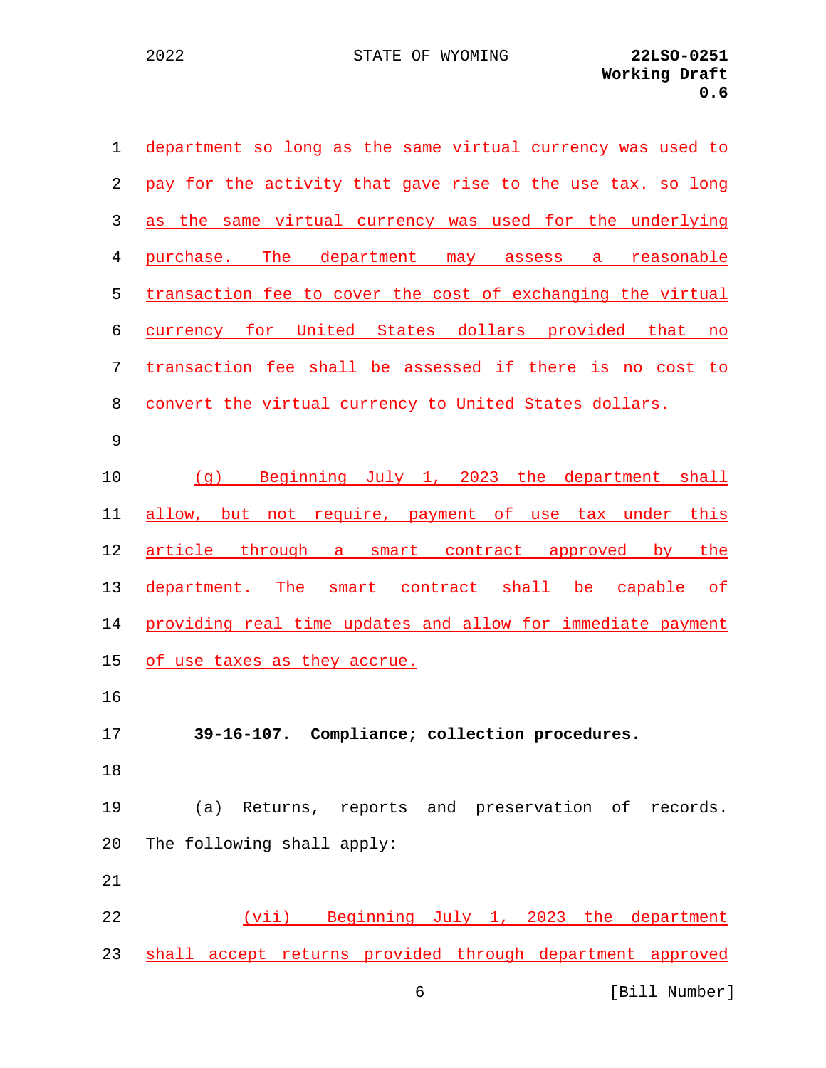department so long as the same virtual currency was used to pay for the activity that gave rise to the use tax. so long as the same virtual currency was used for the underlying purchase. The department may assess a reasonable transaction fee to cover the cost of exchanging the virtual currency for United States dollars provided that no transaction fee shall be assessed if there is no cost to convert the virtual currency to United States dollars.

(g) Beginning July 1, 2023 the department shall allow, but not require, payment of use tax under this article through a smart contract approved by the department. The smart contract shall be capable of providing real time updates and allow for immediate payment of use taxes as they accrue.

**39-16-107. Compliance; collection procedures.**

(a) Returns, reports and preservation of records. The following shall apply:

(vii) Beginning July 1, 2023 the department shall accept returns provided through department approved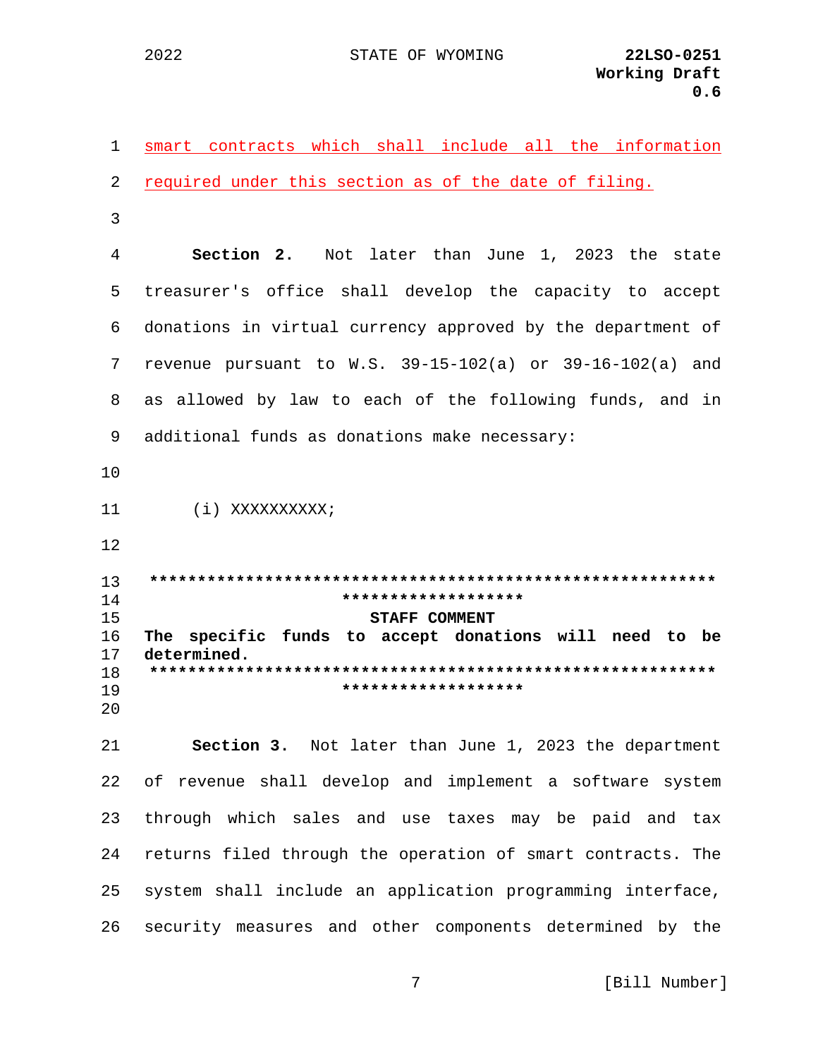smart contracts which shall include all the information required under this section as of the date of filing.

**Section 2.** Not later than June 1, 2023 the state treasurer's office shall develop the capacity to accept donations in virtual currency approved by the department of revenue pursuant to W.S. 39-15-102(a) or 39-16-102(a) and as allowed by law to each of the following funds, and in additional funds as donations make necessary:

(i) XXXXXXXXXX;

**\*\*\*\*\*\*\*\*\*\*\*\*\*\*\*\*\*\*\*\*\*\*\*\*\*\*\*\*\*\*\*\*\*\*\*\*\*\*\*\*\*\*\*\*\*\*\*\*\*\*\*\*\*\*\*\*\*\*\*\*\*\*\*\*\*\*\*\*\*\*\*\*\*\*\*\*\*\*\*\*\***

**STAFF COMMENT**

**The specific funds to accept donations will need to be determined.**

**\*\*\*\*\*\*\*\*\*\*\*\*\*\*\*\*\*\*\*\*\*\*\*\*\*\*\*\*\*\*\*\*\*\*\*\*\*\*\*\*\*\*\*\*\*\*\*\*\*\*\*\*\*\*\*\*\*\*\*\*\*\*\*\*\*\*\*\*\*\*\*\*\*\*\*\*\*\*\*\*\***

**Section 3.** Not later than June 1, 2023 the department of revenue shall develop and implement a software system through which sales and use taxes may be paid and tax returns filed through the operation of smart contracts. The system shall include an application programming interface, security measures and other components determined by the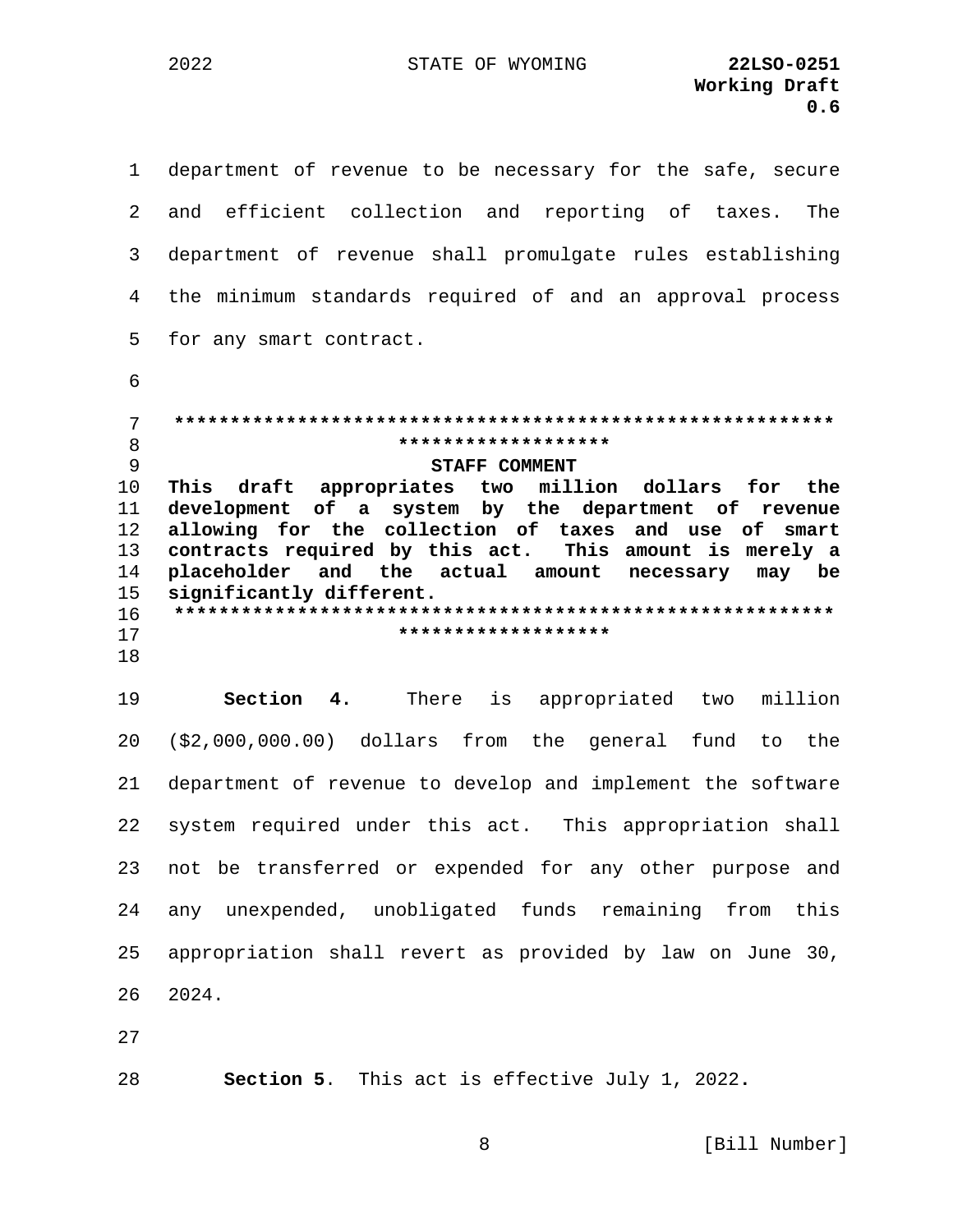department of revenue to be necessary for the safe, secure and efficient collection and reporting of taxes. The department of revenue shall promulgate rules establishing the minimum standards required of and an approval process for any smart contract.

**STAFF COMMENT**

**This draft appropriates two million dollars for the development of a system by the department of revenue allowing for the collection of taxes and use of smart contracts required by this act. This amount is merely a placeholder and the actual amount necessary may be significantly different.**

**Section 4.** There is appropriated two million ($2,000,000.00) dollars from the general fund to the department of revenue to develop and implement the software system required under this act. This appropriation shall not be transferred or expended for any other purpose and any unexpended, unobligated funds remaining from this appropriation shall revert as provided by law on June 30, 2024.

**Section 5**. This act is effective July 1, 2022.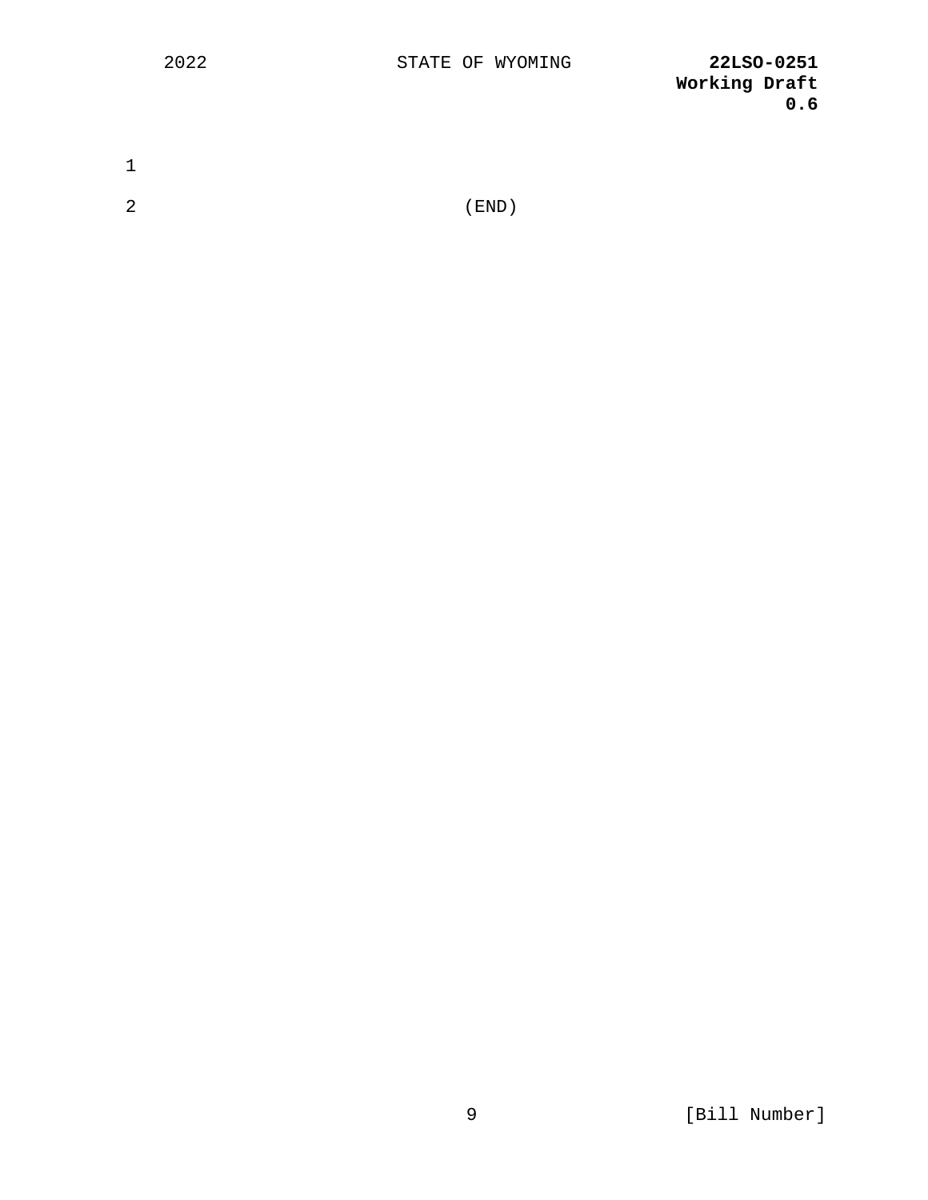(END)